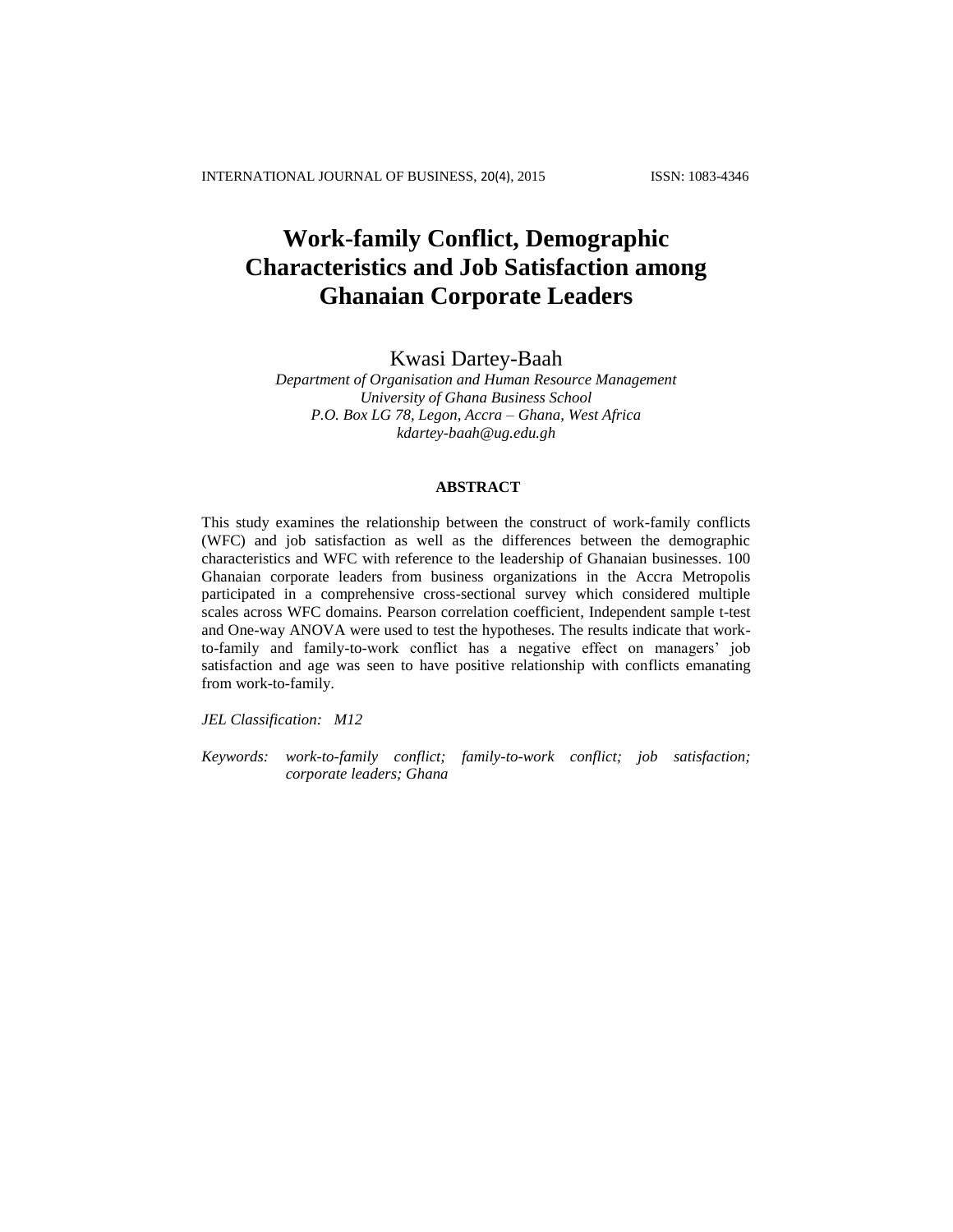# Work-family Conflict, Demographic Characteristics and Job Satisfaction among Ghanaian Corporate Leaders

Kwasi Dartey-Baah

*Department of Organisation and Human Resource Management*
*University of Ghana Business School*
*P.O. Box LG 78, Legon, Accra – Ghana, West Africa*
*kdartey-baah@ug.edu.gh*

## ABSTRACT

This study examines the relationship between the construct of work-family conflicts (WFC) and job satisfaction as well as the differences between the demographic characteristics and WFC with reference to the leadership of Ghanaian businesses. 100 Ghanaian corporate leaders from business organizations in the Accra Metropolis participated in a comprehensive cross-sectional survey which considered multiple scales across WFC domains. Pearson correlation coefficient, Independent sample t-test and One-way ANOVA were used to test the hypotheses. The results indicate that work-to-family and family-to-work conflict has a negative effect on managers' job satisfaction and age was seen to have positive relationship with conflicts emanating from work-to-family.

*JEL Classification:* *M12*

*Keywords:* *work-to-family conflict; family-to-work conflict; job satisfaction; corporate leaders; Ghana*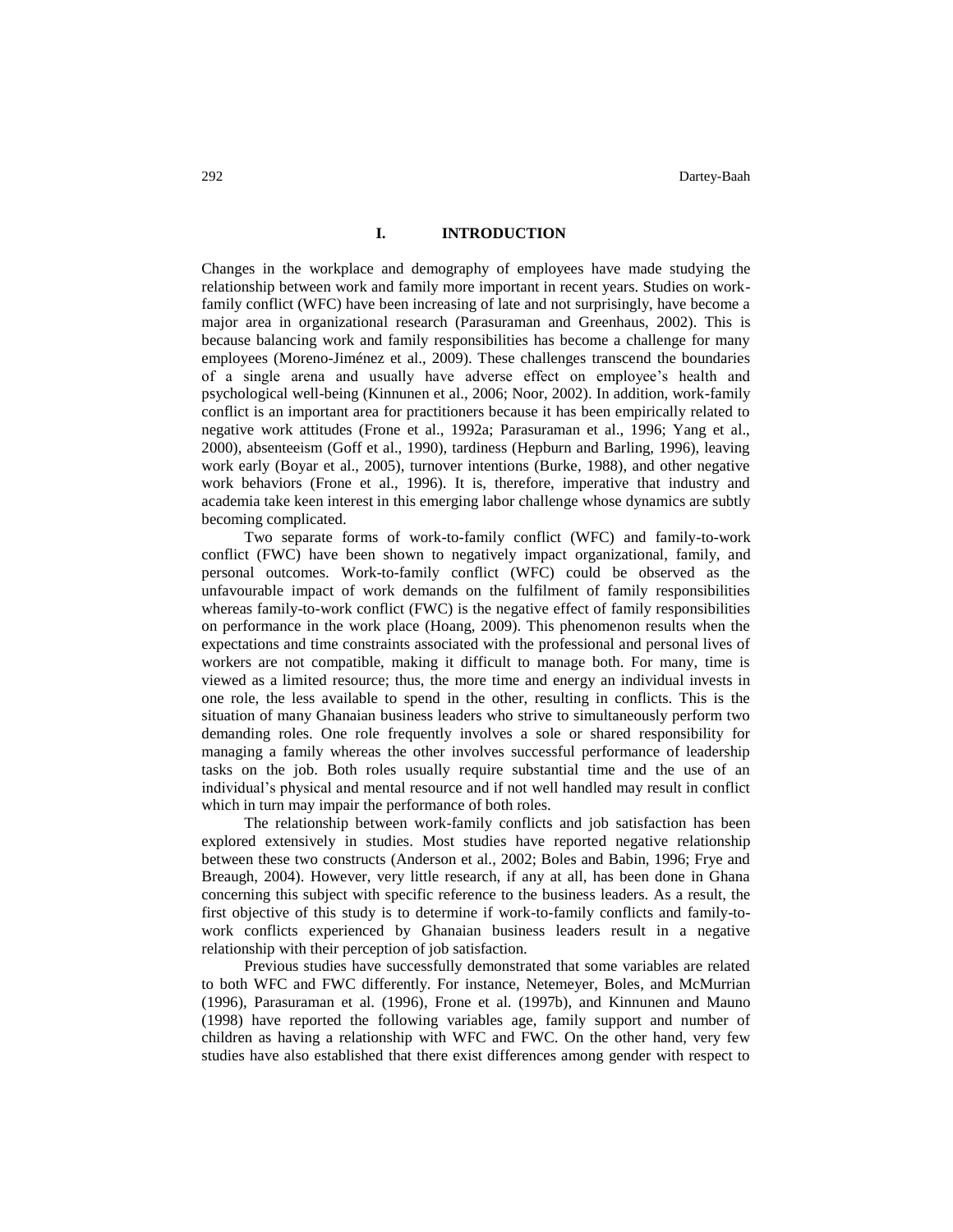## I. INTRODUCTION

Changes in the workplace and demography of employees have made studying the relationship between work and family more important in recent years. Studies on work-family conflict (WFC) have been increasing of late and not surprisingly, have become a major area in organizational research (Parasuraman and Greenhaus, 2002). This is because balancing work and family responsibilities has become a challenge for many employees (Moreno-Jiménez et al., 2009). These challenges transcend the boundaries of a single arena and usually have adverse effect on employee's health and psychological well-being (Kinnunen et al., 2006; Noor, 2002). In addition, work-family conflict is an important area for practitioners because it has been empirically related to negative work attitudes (Frone et al., 1992a; Parasuraman et al., 1996; Yang et al., 2000), absenteeism (Goff et al., 1990), tardiness (Hepburn and Barling, 1996), leaving work early (Boyar et al., 2005), turnover intentions (Burke, 1988), and other negative work behaviors (Frone et al., 1996). It is, therefore, imperative that industry and academia take keen interest in this emerging labor challenge whose dynamics are subtly becoming complicated.

Two separate forms of work-to-family conflict (WFC) and family-to-work conflict (FWC) have been shown to negatively impact organizational, family, and personal outcomes. Work-to-family conflict (WFC) could be observed as the unfavourable impact of work demands on the fulfilment of family responsibilities whereas family-to-work conflict (FWC) is the negative effect of family responsibilities on performance in the work place (Hoang, 2009). This phenomenon results when the expectations and time constraints associated with the professional and personal lives of workers are not compatible, making it difficult to manage both. For many, time is viewed as a limited resource; thus, the more time and energy an individual invests in one role, the less available to spend in the other, resulting in conflicts. This is the situation of many Ghanaian business leaders who strive to simultaneously perform two demanding roles. One role frequently involves a sole or shared responsibility for managing a family whereas the other involves successful performance of leadership tasks on the job. Both roles usually require substantial time and the use of an individual's physical and mental resource and if not well handled may result in conflict which in turn may impair the performance of both roles.

The relationship between work-family conflicts and job satisfaction has been explored extensively in studies. Most studies have reported negative relationship between these two constructs (Anderson et al., 2002; Boles and Babin, 1996; Frye and Breaugh, 2004). However, very little research, if any at all, has been done in Ghana concerning this subject with specific reference to the business leaders. As a result, the first objective of this study is to determine if work-to-family conflicts and family-to-work conflicts experienced by Ghanaian business leaders result in a negative relationship with their perception of job satisfaction.

Previous studies have successfully demonstrated that some variables are related to both WFC and FWC differently. For instance, Netemeyer, Boles, and McMurrian (1996), Parasuraman et al. (1996), Frone et al. (1997b), and Kinnunen and Mauno (1998) have reported the following variables age, family support and number of children as having a relationship with WFC and FWC. On the other hand, very few studies have also established that there exist differences among gender with respect to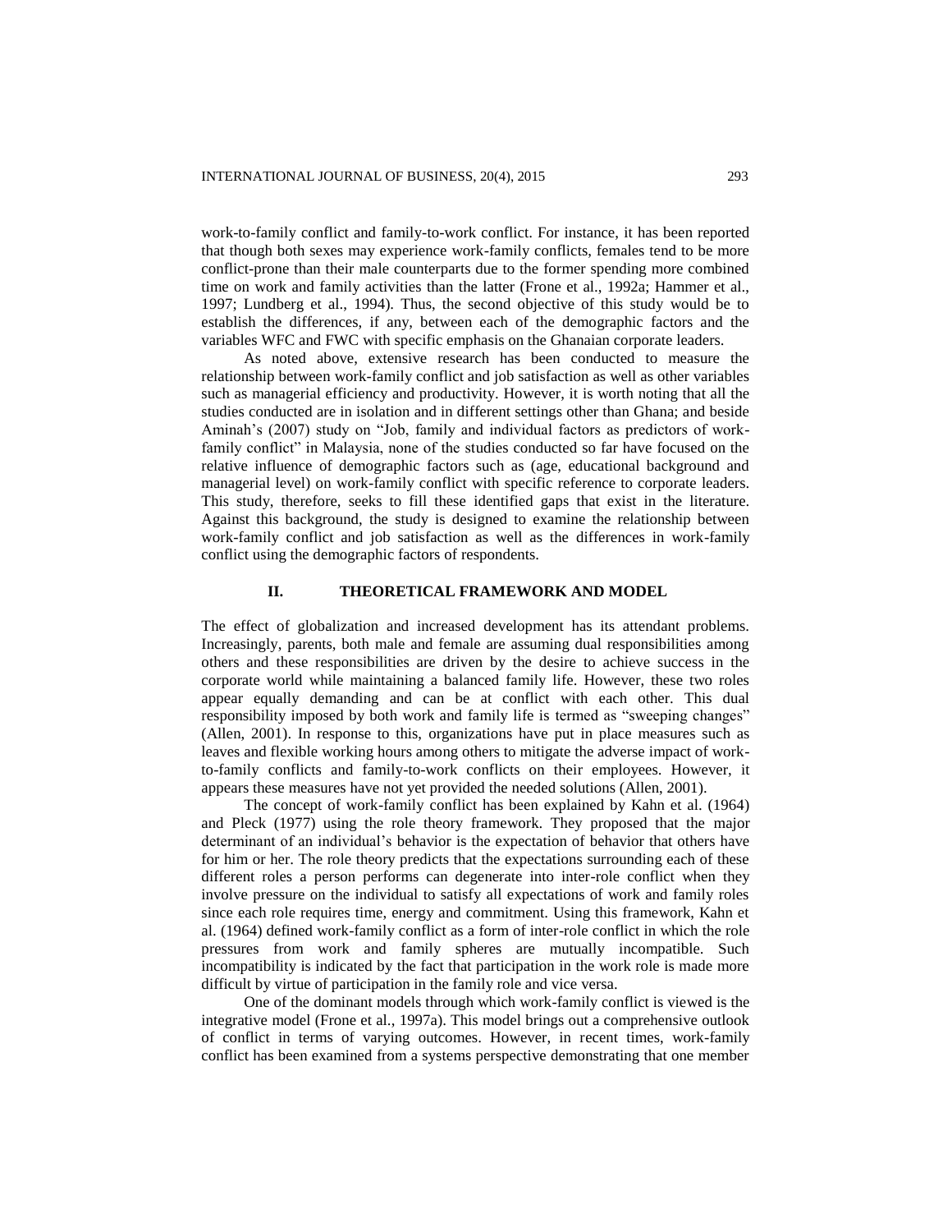work-to-family conflict and family-to-work conflict. For instance, it has been reported that though both sexes may experience work-family conflicts, females tend to be more conflict-prone than their male counterparts due to the former spending more combined time on work and family activities than the latter (Frone et al., 1992a; Hammer et al., 1997; Lundberg et al., 1994). Thus, the second objective of this study would be to establish the differences, if any, between each of the demographic factors and the variables WFC and FWC with specific emphasis on the Ghanaian corporate leaders.

As noted above, extensive research has been conducted to measure the relationship between work-family conflict and job satisfaction as well as other variables such as managerial efficiency and productivity. However, it is worth noting that all the studies conducted are in isolation and in different settings other than Ghana; and beside Aminah's (2007) study on "Job, family and individual factors as predictors of work-family conflict" in Malaysia, none of the studies conducted so far have focused on the relative influence of demographic factors such as (age, educational background and managerial level) on work-family conflict with specific reference to corporate leaders. This study, therefore, seeks to fill these identified gaps that exist in the literature. Against this background, the study is designed to examine the relationship between work-family conflict and job satisfaction as well as the differences in work-family conflict using the demographic factors of respondents.

## II. THEORETICAL FRAMEWORK AND MODEL

The effect of globalization and increased development has its attendant problems. Increasingly, parents, both male and female are assuming dual responsibilities among others and these responsibilities are driven by the desire to achieve success in the corporate world while maintaining a balanced family life. However, these two roles appear equally demanding and can be at conflict with each other. This dual responsibility imposed by both work and family life is termed as "sweeping changes" (Allen, 2001). In response to this, organizations have put in place measures such as leaves and flexible working hours among others to mitigate the adverse impact of work-to-family conflicts and family-to-work conflicts on their employees. However, it appears these measures have not yet provided the needed solutions (Allen, 2001).

The concept of work-family conflict has been explained by Kahn et al. (1964) and Pleck (1977) using the role theory framework. They proposed that the major determinant of an individual's behavior is the expectation of behavior that others have for him or her. The role theory predicts that the expectations surrounding each of these different roles a person performs can degenerate into inter-role conflict when they involve pressure on the individual to satisfy all expectations of work and family roles since each role requires time, energy and commitment. Using this framework, Kahn et al. (1964) defined work-family conflict as a form of inter-role conflict in which the role pressures from work and family spheres are mutually incompatible. Such incompatibility is indicated by the fact that participation in the work role is made more difficult by virtue of participation in the family role and vice versa.

One of the dominant models through which work-family conflict is viewed is the integrative model (Frone et al., 1997a). This model brings out a comprehensive outlook of conflict in terms of varying outcomes. However, in recent times, work-family conflict has been examined from a systems perspective demonstrating that one member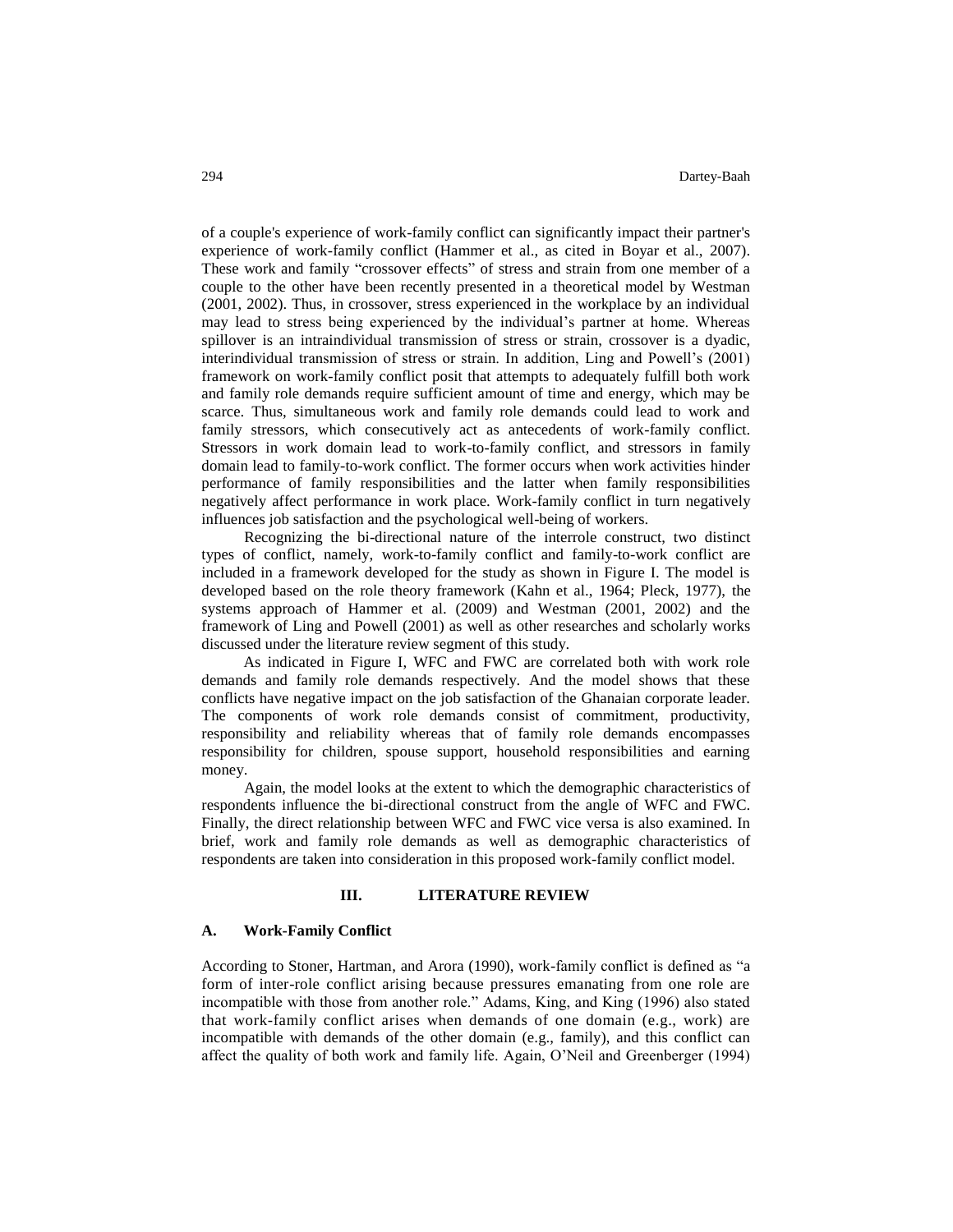of a couple's experience of work-family conflict can significantly impact their partner's experience of work-family conflict (Hammer et al., as cited in Boyar et al., 2007). These work and family "crossover effects" of stress and strain from one member of a couple to the other have been recently presented in a theoretical model by Westman (2001, 2002). Thus, in crossover, stress experienced in the workplace by an individual may lead to stress being experienced by the individual's partner at home. Whereas spillover is an intraindividual transmission of stress or strain, crossover is a dyadic, interindividual transmission of stress or strain. In addition, Ling and Powell's (2001) framework on work-family conflict posit that attempts to adequately fulfill both work and family role demands require sufficient amount of time and energy, which may be scarce. Thus, simultaneous work and family role demands could lead to work and family stressors, which consecutively act as antecedents of work-family conflict. Stressors in work domain lead to work-to-family conflict, and stressors in family domain lead to family-to-work conflict. The former occurs when work activities hinder performance of family responsibilities and the latter when family responsibilities negatively affect performance in work place. Work-family conflict in turn negatively influences job satisfaction and the psychological well-being of workers.

Recognizing the bi-directional nature of the interrole construct, two distinct types of conflict, namely, work-to-family conflict and family-to-work conflict are included in a framework developed for the study as shown in Figure I. The model is developed based on the role theory framework (Kahn et al., 1964; Pleck, 1977), the systems approach of Hammer et al. (2009) and Westman (2001, 2002) and the framework of Ling and Powell (2001) as well as other researches and scholarly works discussed under the literature review segment of this study.

As indicated in Figure I, WFC and FWC are correlated both with work role demands and family role demands respectively. And the model shows that these conflicts have negative impact on the job satisfaction of the Ghanaian corporate leader. The components of work role demands consist of commitment, productivity, responsibility and reliability whereas that of family role demands encompasses responsibility for children, spouse support, household responsibilities and earning money.

Again, the model looks at the extent to which the demographic characteristics of respondents influence the bi-directional construct from the angle of WFC and FWC. Finally, the direct relationship between WFC and FWC vice versa is also examined. In brief, work and family role demands as well as demographic characteristics of respondents are taken into consideration in this proposed work-family conflict model.

## III. LITERATURE REVIEW

### A. Work-Family Conflict

According to Stoner, Hartman, and Arora (1990), work-family conflict is defined as "a form of inter-role conflict arising because pressures emanating from one role are incompatible with those from another role." Adams, King, and King (1996) also stated that work-family conflict arises when demands of one domain (e.g., work) are incompatible with demands of the other domain (e.g., family), and this conflict can affect the quality of both work and family life. Again, O'Neil and Greenberger (1994)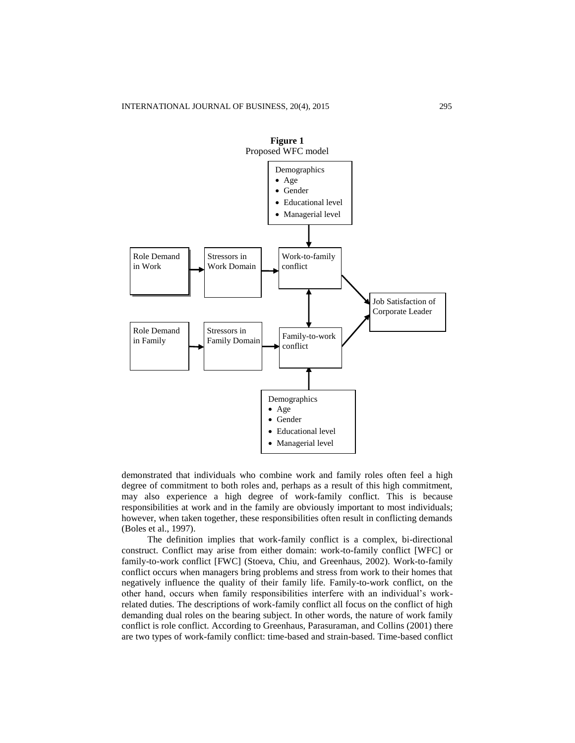**Figure 1**
Proposed WFC model

demonstrated that individuals who combine work and family roles often feel a high degree of commitment to both roles and, perhaps as a result of this high commitment, may also experience a high degree of work-family conflict. This is because responsibilities at work and in the family are obviously important to most individuals; however, when taken together, these responsibilities often result in conflicting demands (Boles et al., 1997).

The definition implies that work-family conflict is a complex, bi-directional construct. Conflict may arise from either domain: work-to-family conflict [WFC] or family-to-work conflict [FWC] (Stoeva, Chiu, and Greenhaus, 2002). Work-to-family conflict occurs when managers bring problems and stress from work to their homes that negatively influence the quality of their family life. Family-to-work conflict, on the other hand, occurs when family responsibilities interfere with an individual's work-related duties. The descriptions of work-family conflict all focus on the conflict of high demanding dual roles on the bearing subject. In other words, the nature of work family conflict is role conflict. According to Greenhaus, Parasuraman, and Collins (2001) there are two types of work-family conflict: time-based and strain-based. Time-based conflict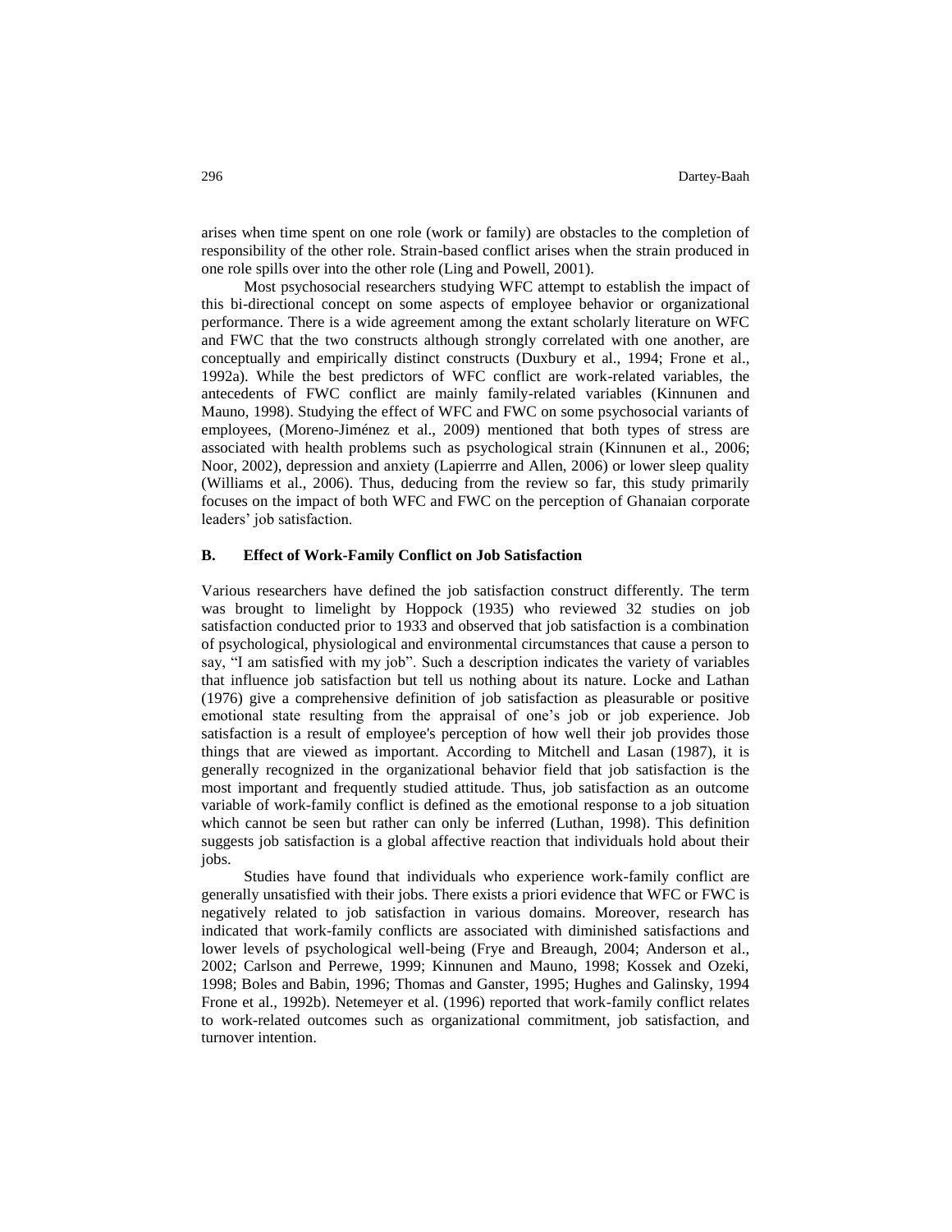arises when time spent on one role (work or family) are obstacles to the completion of responsibility of the other role. Strain-based conflict arises when the strain produced in one role spills over into the other role (Ling and Powell, 2001).

Most psychosocial researchers studying WFC attempt to establish the impact of this bi-directional concept on some aspects of employee behavior or organizational performance. There is a wide agreement among the extant scholarly literature on WFC and FWC that the two constructs although strongly correlated with one another, are conceptually and empirically distinct constructs (Duxbury et al., 1994; Frone et al., 1992a). While the best predictors of WFC conflict are work-related variables, the antecedents of FWC conflict are mainly family-related variables (Kinnunen and Mauno, 1998). Studying the effect of WFC and FWC on some psychosocial variants of employees, (Moreno-Jiménez et al., 2009) mentioned that both types of stress are associated with health problems such as psychological strain (Kinnunen et al., 2006; Noor, 2002), depression and anxiety (Lapierrre and Allen, 2006) or lower sleep quality (Williams et al., 2006). Thus, deducing from the review so far, this study primarily focuses on the impact of both WFC and FWC on the perception of Ghanaian corporate leaders' job satisfaction.

## B. Effect of Work-Family Conflict on Job Satisfaction

Various researchers have defined the job satisfaction construct differently. The term was brought to limelight by Hoppock (1935) who reviewed 32 studies on job satisfaction conducted prior to 1933 and observed that job satisfaction is a combination of psychological, physiological and environmental circumstances that cause a person to say, "I am satisfied with my job". Such a description indicates the variety of variables that influence job satisfaction but tell us nothing about its nature. Locke and Lathan (1976) give a comprehensive definition of job satisfaction as pleasurable or positive emotional state resulting from the appraisal of one's job or job experience. Job satisfaction is a result of employee's perception of how well their job provides those things that are viewed as important. According to Mitchell and Lasan (1987), it is generally recognized in the organizational behavior field that job satisfaction is the most important and frequently studied attitude. Thus, job satisfaction as an outcome variable of work-family conflict is defined as the emotional response to a job situation which cannot be seen but rather can only be inferred (Luthan, 1998). This definition suggests job satisfaction is a global affective reaction that individuals hold about their jobs.

Studies have found that individuals who experience work-family conflict are generally unsatisfied with their jobs. There exists a priori evidence that WFC or FWC is negatively related to job satisfaction in various domains. Moreover, research has indicated that work-family conflicts are associated with diminished satisfactions and lower levels of psychological well-being (Frye and Breaugh, 2004; Anderson et al., 2002; Carlson and Perrewe, 1999; Kinnunen and Mauno, 1998; Kossek and Ozeki, 1998; Boles and Babin, 1996; Thomas and Ganster, 1995; Hughes and Galinsky, 1994 Frone et al., 1992b). Netemeyer et al. (1996) reported that work-family conflict relates to work-related outcomes such as organizational commitment, job satisfaction, and turnover intention.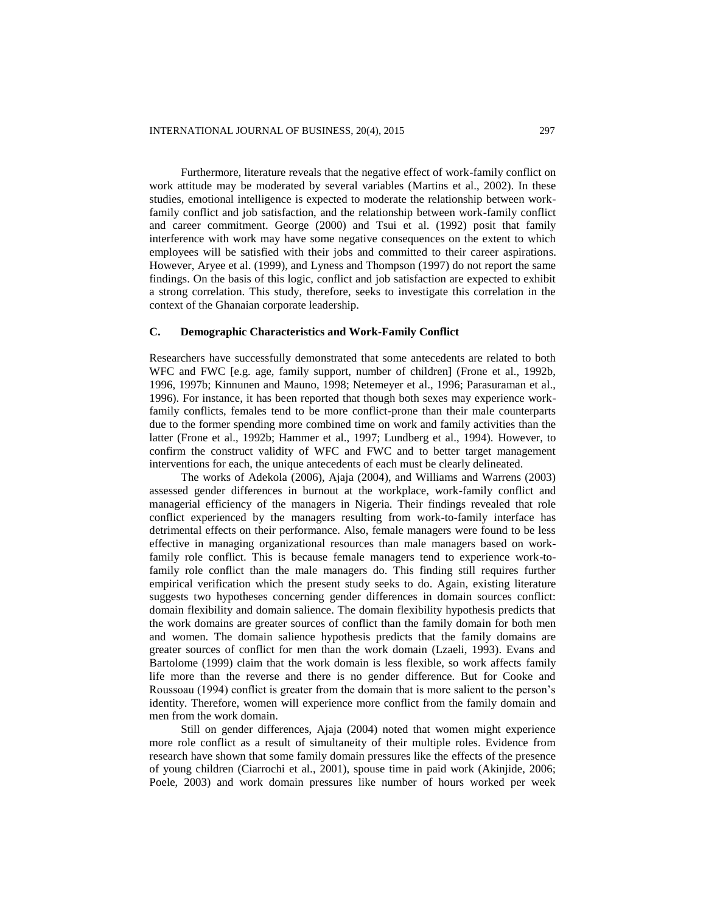Furthermore, literature reveals that the negative effect of work-family conflict on work attitude may be moderated by several variables (Martins et al., 2002). In these studies, emotional intelligence is expected to moderate the relationship between work-family conflict and job satisfaction, and the relationship between work-family conflict and career commitment. George (2000) and Tsui et al. (1992) posit that family interference with work may have some negative consequences on the extent to which employees will be satisfied with their jobs and committed to their career aspirations. However, Aryee et al. (1999), and Lyness and Thompson (1997) do not report the same findings. On the basis of this logic, conflict and job satisfaction are expected to exhibit a strong correlation. This study, therefore, seeks to investigate this correlation in the context of the Ghanaian corporate leadership.

### C. Demographic Characteristics and Work-Family Conflict

Researchers have successfully demonstrated that some antecedents are related to both WFC and FWC [e.g. age, family support, number of children] (Frone et al., 1992b, 1996, 1997b; Kinnunen and Mauno, 1998; Netemeyer et al., 1996; Parasuraman et al., 1996). For instance, it has been reported that though both sexes may experience work-family conflicts, females tend to be more conflict-prone than their male counterparts due to the former spending more combined time on work and family activities than the latter (Frone et al., 1992b; Hammer et al., 1997; Lundberg et al., 1994). However, to confirm the construct validity of WFC and FWC and to better target management interventions for each, the unique antecedents of each must be clearly delineated.

The works of Adekola (2006), Ajaja (2004), and Williams and Warrens (2003) assessed gender differences in burnout at the workplace, work-family conflict and managerial efficiency of the managers in Nigeria. Their findings revealed that role conflict experienced by the managers resulting from work-to-family interface has detrimental effects on their performance. Also, female managers were found to be less effective in managing organizational resources than male managers based on work-family role conflict. This is because female managers tend to experience work-to-family role conflict than the male managers do. This finding still requires further empirical verification which the present study seeks to do. Again, existing literature suggests two hypotheses concerning gender differences in domain sources conflict: domain flexibility and domain salience. The domain flexibility hypothesis predicts that the work domains are greater sources of conflict than the family domain for both men and women. The domain salience hypothesis predicts that the family domains are greater sources of conflict for men than the work domain (Lzaeli, 1993). Evans and Bartolome (1999) claim that the work domain is less flexible, so work affects family life more than the reverse and there is no gender difference. But for Cooke and Roussoau (1994) conflict is greater from the domain that is more salient to the person's identity. Therefore, women will experience more conflict from the family domain and men from the work domain.

Still on gender differences, Ajaja (2004) noted that women might experience more role conflict as a result of simultaneity of their multiple roles. Evidence from research have shown that some family domain pressures like the effects of the presence of young children (Ciarrochi et al., 2001), spouse time in paid work (Akinjide, 2006; Poele, 2003) and work domain pressures like number of hours worked per week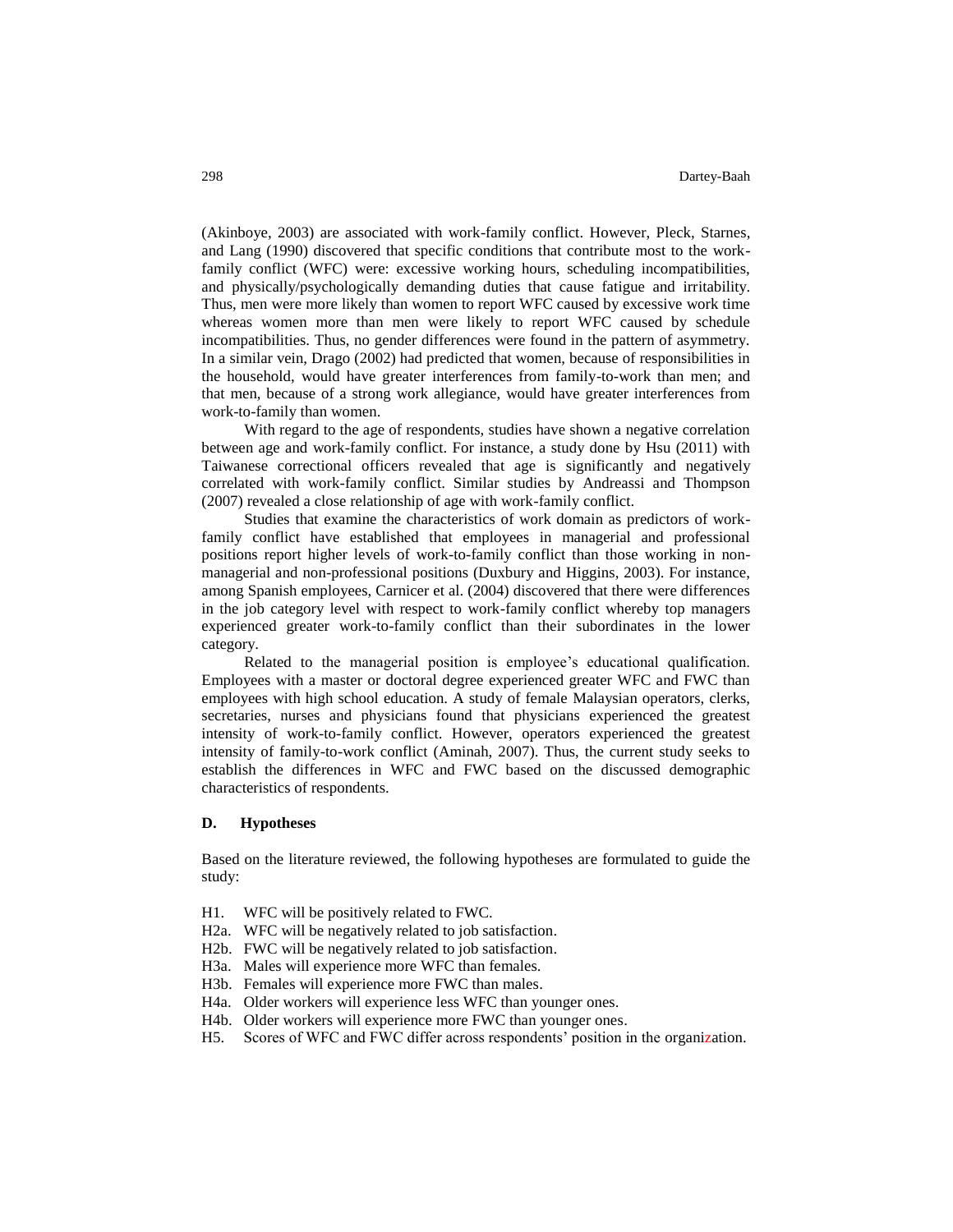(Akinboye, 2003) are associated with work-family conflict. However, Pleck, Starnes, and Lang (1990) discovered that specific conditions that contribute most to the work-family conflict (WFC) were: excessive working hours, scheduling incompatibilities, and physically/psychologically demanding duties that cause fatigue and irritability. Thus, men were more likely than women to report WFC caused by excessive work time whereas women more than men were likely to report WFC caused by schedule incompatibilities. Thus, no gender differences were found in the pattern of asymmetry. In a similar vein, Drago (2002) had predicted that women, because of responsibilities in the household, would have greater interferences from family-to-work than men; and that men, because of a strong work allegiance, would have greater interferences from work-to-family than women.

With regard to the age of respondents, studies have shown a negative correlation between age and work-family conflict. For instance, a study done by Hsu (2011) with Taiwanese correctional officers revealed that age is significantly and negatively correlated with work-family conflict. Similar studies by Andreassi and Thompson (2007) revealed a close relationship of age with work-family conflict.

Studies that examine the characteristics of work domain as predictors of work-family conflict have established that employees in managerial and professional positions report higher levels of work-to-family conflict than those working in non-managerial and non-professional positions (Duxbury and Higgins, 2003). For instance, among Spanish employees, Carnicer et al. (2004) discovered that there were differences in the job category level with respect to work-family conflict whereby top managers experienced greater work-to-family conflict than their subordinates in the lower category.

Related to the managerial position is employee's educational qualification. Employees with a master or doctoral degree experienced greater WFC and FWC than employees with high school education. A study of female Malaysian operators, clerks, secretaries, nurses and physicians found that physicians experienced the greatest intensity of work-to-family conflict. However, operators experienced the greatest intensity of family-to-work conflict (Aminah, 2007). Thus, the current study seeks to establish the differences in WFC and FWC based on the discussed demographic characteristics of respondents.

### D. Hypotheses

Based on the literature reviewed, the following hypotheses are formulated to guide the study:

- H1. WFC will be positively related to FWC.
- H2a. WFC will be negatively related to job satisfaction.
- H2b. FWC will be negatively related to job satisfaction.
- H3a. Males will experience more WFC than females.
- H3b. Females will experience more FWC than males.
- H4a. Older workers will experience less WFC than younger ones.
- H4b. Older workers will experience more FWC than younger ones.
- H5. Scores of WFC and FWC differ across respondents' position in the organization.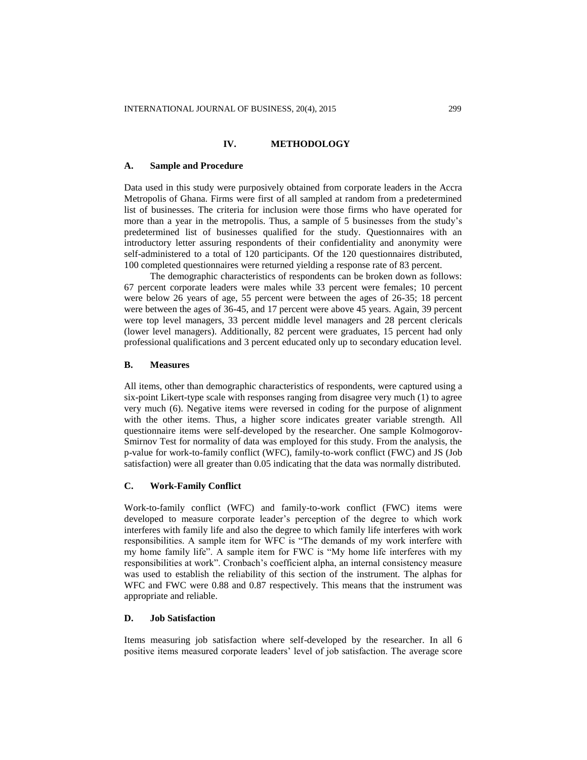## IV. METHODOLOGY

### A. Sample and Procedure

Data used in this study were purposively obtained from corporate leaders in the Accra Metropolis of Ghana. Firms were first of all sampled at random from a predetermined list of businesses. The criteria for inclusion were those firms who have operated for more than a year in the metropolis. Thus, a sample of 5 businesses from the study's predetermined list of businesses qualified for the study. Questionnaires with an introductory letter assuring respondents of their confidentiality and anonymity were self-administered to a total of 120 participants. Of the 120 questionnaires distributed, 100 completed questionnaires were returned yielding a response rate of 83 percent.

The demographic characteristics of respondents can be broken down as follows: 67 percent corporate leaders were males while 33 percent were females; 10 percent were below 26 years of age, 55 percent were between the ages of 26-35; 18 percent were between the ages of 36-45, and 17 percent were above 45 years. Again, 39 percent were top level managers, 33 percent middle level managers and 28 percent clericals (lower level managers). Additionally, 82 percent were graduates, 15 percent had only professional qualifications and 3 percent educated only up to secondary education level.

### B. Measures

All items, other than demographic characteristics of respondents, were captured using a six-point Likert-type scale with responses ranging from disagree very much (1) to agree very much (6). Negative items were reversed in coding for the purpose of alignment with the other items. Thus, a higher score indicates greater variable strength. All questionnaire items were self-developed by the researcher. One sample Kolmogorov-Smirnov Test for normality of data was employed for this study. From the analysis, the p-value for work-to-family conflict (WFC), family-to-work conflict (FWC) and JS (Job satisfaction) were all greater than 0.05 indicating that the data was normally distributed.

### C. Work-Family Conflict

Work-to-family conflict (WFC) and family-to-work conflict (FWC) items were developed to measure corporate leader's perception of the degree to which work interferes with family life and also the degree to which family life interferes with work responsibilities. A sample item for WFC is "The demands of my work interfere with my home family life". A sample item for FWC is "My home life interferes with my responsibilities at work". Cronbach's coefficient alpha, an internal consistency measure was used to establish the reliability of this section of the instrument. The alphas for WFC and FWC were 0.88 and 0.87 respectively. This means that the instrument was appropriate and reliable.

### D. Job Satisfaction

Items measuring job satisfaction where self-developed by the researcher. In all 6 positive items measured corporate leaders' level of job satisfaction. The average score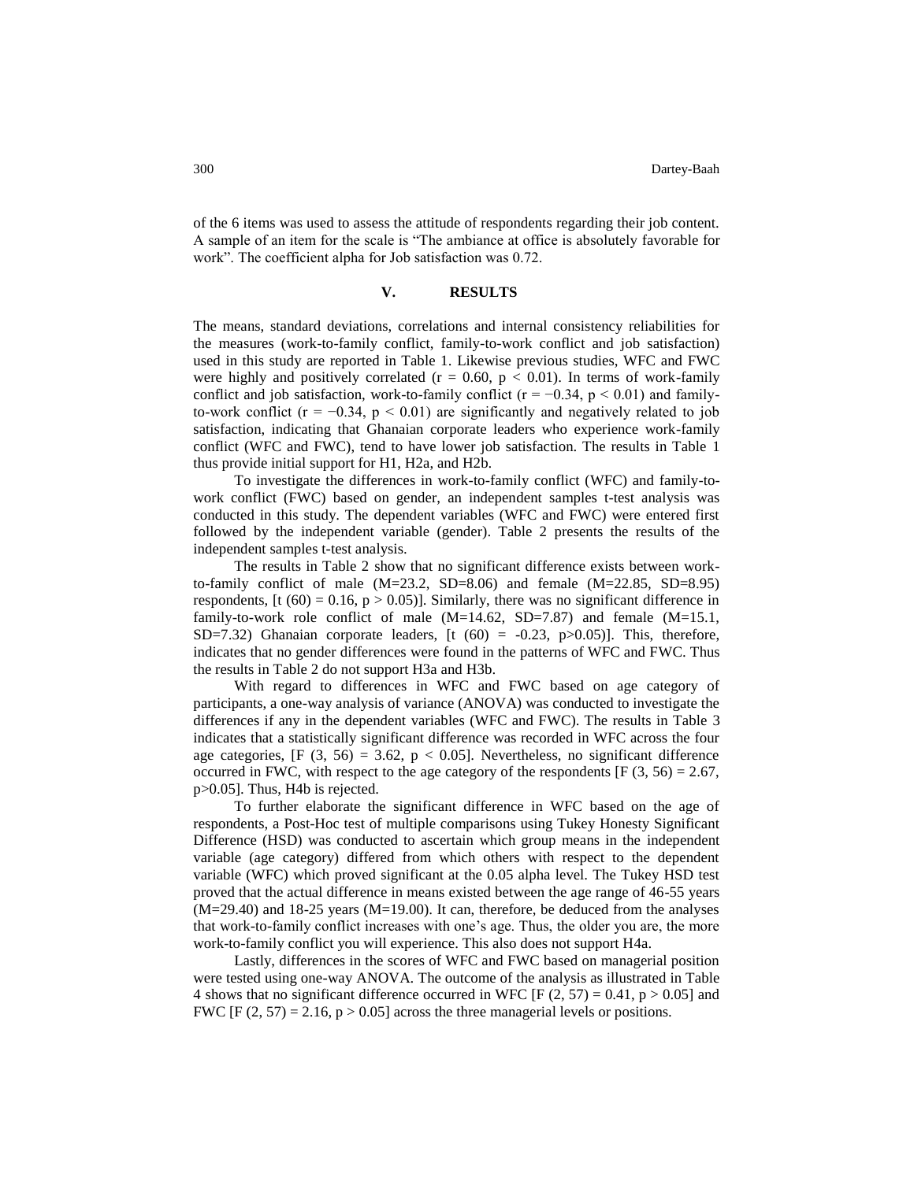of the 6 items was used to assess the attitude of respondents regarding their job content. A sample of an item for the scale is "The ambiance at office is absolutely favorable for work". The coefficient alpha for Job satisfaction was 0.72.

## V. RESULTS

The means, standard deviations, correlations and internal consistency reliabilities for the measures (work-to-family conflict, family-to-work conflict and job satisfaction) used in this study are reported in Table 1. Likewise previous studies, WFC and FWC were highly and positively correlated ($r = 0.60$, $p < 0.01$). In terms of work-family conflict and job satisfaction, work-to-family conflict ($r = -0.34$, $p < 0.01$) and family-to-work conflict ($r = -0.34$, $p < 0.01$) are significantly and negatively related to job satisfaction, indicating that Ghanaian corporate leaders who experience work-family conflict (WFC and FWC), tend to have lower job satisfaction. The results in Table 1 thus provide initial support for H1, H2a, and H2b.

To investigate the differences in work-to-family conflict (WFC) and family-to-work conflict (FWC) based on gender, an independent samples t-test analysis was conducted in this study. The dependent variables (WFC and FWC) were entered first followed by the independent variable (gender). Table 2 presents the results of the independent samples t-test analysis.

The results in Table 2 show that no significant difference exists between work-to-family conflict of male (M=23.2, SD=8.06) and female (M=22.85, SD=8.95) respondents, [$t(60) = 0.16$, $p > 0.05$)]. Similarly, there was no significant difference in family-to-work role conflict of male (M=14.62, SD=7.87) and female (M=15.1, SD=7.32) Ghanaian corporate leaders, [$t(60) = -0.23$, $p>0.05$)]. This, therefore, indicates that no gender differences were found in the patterns of WFC and FWC. Thus the results in Table 2 do not support H3a and H3b.

With regard to differences in WFC and FWC based on age category of participants, a one-way analysis of variance (ANOVA) was conducted to investigate the differences if any in the dependent variables (WFC and FWC). The results in Table 3 indicates that a statistically significant difference was recorded in WFC across the four age categories, [$F(3, 56) = 3.62$, $p < 0.05$]. Nevertheless, no significant difference occurred in FWC, with respect to the age category of the respondents [$F(3, 56) = 2.67$, $p>0.05$]. Thus, H4b is rejected.

To further elaborate the significant difference in WFC based on the age of respondents, a Post-Hoc test of multiple comparisons using Tukey Honesty Significant Difference (HSD) was conducted to ascertain which group means in the independent variable (age category) differed from which others with respect to the dependent variable (WFC) which proved significant at the 0.05 alpha level. The Tukey HSD test proved that the actual difference in means existed between the age range of 46-55 years (M=29.40) and 18-25 years (M=19.00). It can, therefore, be deduced from the analyses that work-to-family conflict increases with one's age. Thus, the older you are, the more work-to-family conflict you will experience. This also does not support H4a.

Lastly, differences in the scores of WFC and FWC based on managerial position were tested using one-way ANOVA. The outcome of the analysis as illustrated in Table 4 shows that no significant difference occurred in WFC [$F(2, 57) = 0.41$, $p > 0.05$] and FWC [$F(2, 57) = 2.16$, $p > 0.05$] across the three managerial levels or positions.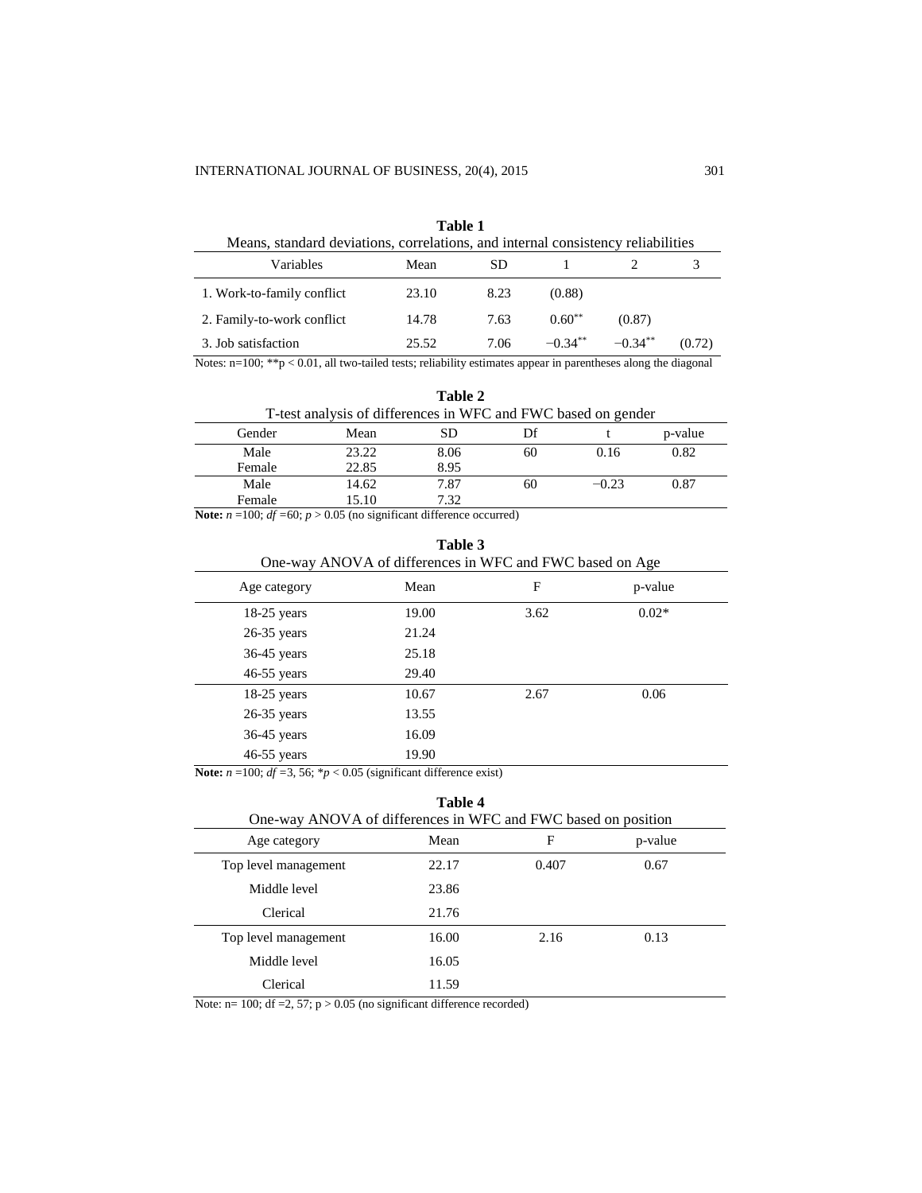**Table 1**

Means, standard deviations, correlations, and internal consistency reliabilities

| Variables | Mean | SD | 1 | 2 | 3 |
|---|---|---|---|---|---|
| 1. Work-to-family conflict | 23.10 | 8.23 | (0.88) | | |
| 2. Family-to-work conflict | 14.78 | 7.63 | $0.60^{**}$ | (0.87) | |
| 3. Job satisfaction | 25.52 | 7.06 | $-0.34^{**}$ | $-0.34^{**}$ | (0.72) |

Notes: n=100; $^{**}p < 0.01$, all two-tailed tests; reliability estimates appear in parentheses along the diagonal

**Table 2**

T-test analysis of differences in WFC and FWC based on gender

| Gender | Mean | SD | Df | t | p-value |
|---|---|---|---|---|---|
| Male | 23.22 | 8.06 | 60 | 0.16 | 0.82 |
| Female | 22.85 | 8.95 | | | |
| Male | 14.62 | 7.87 | 60 | −0.23 | 0.87 |
| Female | 15.10 | 7.32 | | | |

**Note:** $n = 100$; $df = 60$; $p > 0.05$ (no significant difference occurred)

**Table 3**

One-way ANOVA of differences in WFC and FWC based on Age

| Age category | Mean | F | p-value |
|---|---|---|---|
| 18-25 years | 19.00 | 3.62 | 0.02* |
| 26-35 years | 21.24 | | |
| 36-45 years | 25.18 | | |
| 46-55 years | 29.40 | | |
| 18-25 years | 10.67 | 2.67 | 0.06 |
| 26-35 years | 13.55 | | |
| 36-45 years | 16.09 | | |
| 46-55 years | 19.90 | | |

**Note:** $n = 100$; $df = 3, 56$; $^{*}p < 0.05$ (significant difference exist)

**Table 4**

One-way ANOVA of differences in WFC and FWC based on position

| Age category | Mean | F | p-value |
|---|---|---|---|
| Top level management | 22.17 | 0.407 | 0.67 |
| Middle level | 23.86 | | |
| Clerical | 21.76 | | |
| Top level management | 16.00 | 2.16 | 0.13 |
| Middle level | 16.05 | | |
| Clerical | 11.59 | | |

Note: n= 100; df =2, 57; $p > 0.05$ (no significant difference recorded)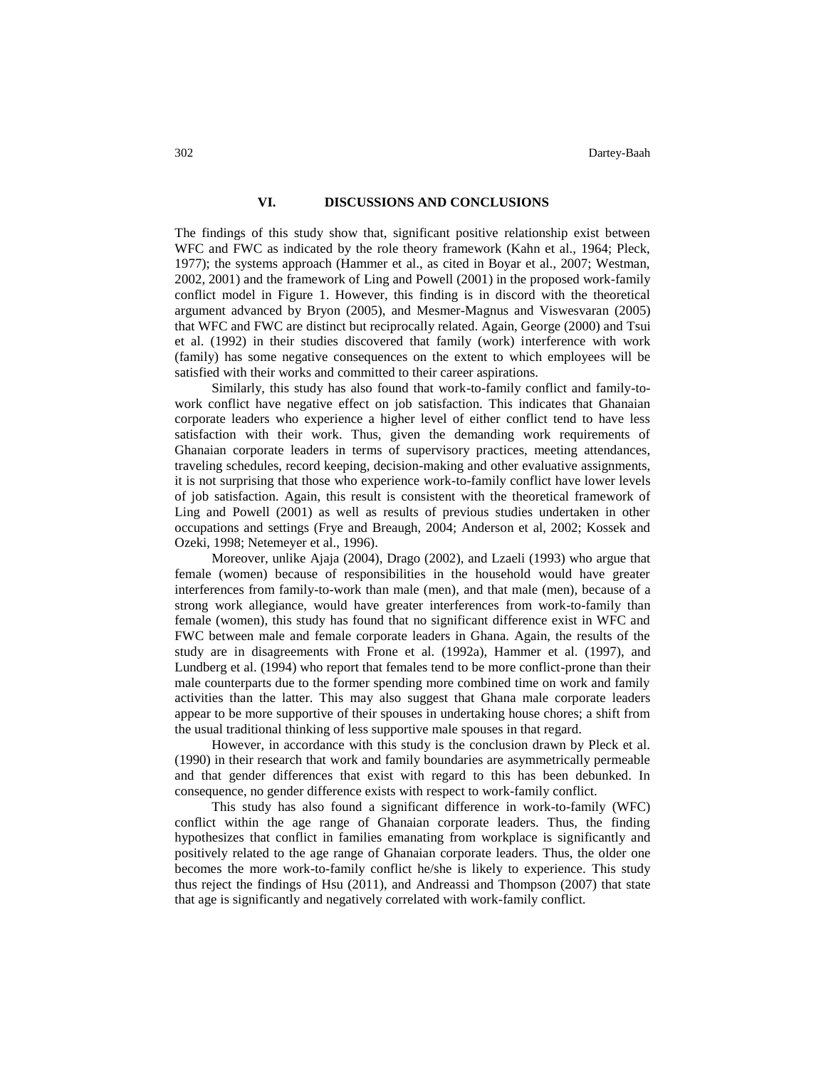## VI. DISCUSSIONS AND CONCLUSIONS

The findings of this study show that, significant positive relationship exist between WFC and FWC as indicated by the role theory framework (Kahn et al., 1964; Pleck, 1977); the systems approach (Hammer et al., as cited in Boyar et al., 2007; Westman, 2002, 2001) and the framework of Ling and Powell (2001) in the proposed work-family conflict model in Figure 1. However, this finding is in discord with the theoretical argument advanced by Bryon (2005), and Mesmer-Magnus and Viswesvaran (2005) that WFC and FWC are distinct but reciprocally related. Again, George (2000) and Tsui et al. (1992) in their studies discovered that family (work) interference with work (family) has some negative consequences on the extent to which employees will be satisfied with their works and committed to their career aspirations.

Similarly, this study has also found that work-to-family conflict and family-to-work conflict have negative effect on job satisfaction. This indicates that Ghanaian corporate leaders who experience a higher level of either conflict tend to have less satisfaction with their work. Thus, given the demanding work requirements of Ghanaian corporate leaders in terms of supervisory practices, meeting attendances, traveling schedules, record keeping, decision-making and other evaluative assignments, it is not surprising that those who experience work-to-family conflict have lower levels of job satisfaction. Again, this result is consistent with the theoretical framework of Ling and Powell (2001) as well as results of previous studies undertaken in other occupations and settings (Frye and Breaugh, 2004; Anderson et al, 2002; Kossek and Ozeki, 1998; Netemeyer et al., 1996).

Moreover, unlike Ajaja (2004), Drago (2002), and Lzaeli (1993) who argue that female (women) because of responsibilities in the household would have greater interferences from family-to-work than male (men), and that male (men), because of a strong work allegiance, would have greater interferences from work-to-family than female (women), this study has found that no significant difference exist in WFC and FWC between male and female corporate leaders in Ghana. Again, the results of the study are in disagreements with Frone et al. (1992a), Hammer et al. (1997), and Lundberg et al. (1994) who report that females tend to be more conflict-prone than their male counterparts due to the former spending more combined time on work and family activities than the latter. This may also suggest that Ghana male corporate leaders appear to be more supportive of their spouses in undertaking house chores; a shift from the usual traditional thinking of less supportive male spouses in that regard.

However, in accordance with this study is the conclusion drawn by Pleck et al. (1990) in their research that work and family boundaries are asymmetrically permeable and that gender differences that exist with regard to this has been debunked. In consequence, no gender difference exists with respect to work-family conflict.

This study has also found a significant difference in work-to-family (WFC) conflict within the age range of Ghanaian corporate leaders. Thus, the finding hypothesizes that conflict in families emanating from workplace is significantly and positively related to the age range of Ghanaian corporate leaders. Thus, the older one becomes the more work-to-family conflict he/she is likely to experience. This study thus reject the findings of Hsu (2011), and Andreassi and Thompson (2007) that state that age is significantly and negatively correlated with work-family conflict.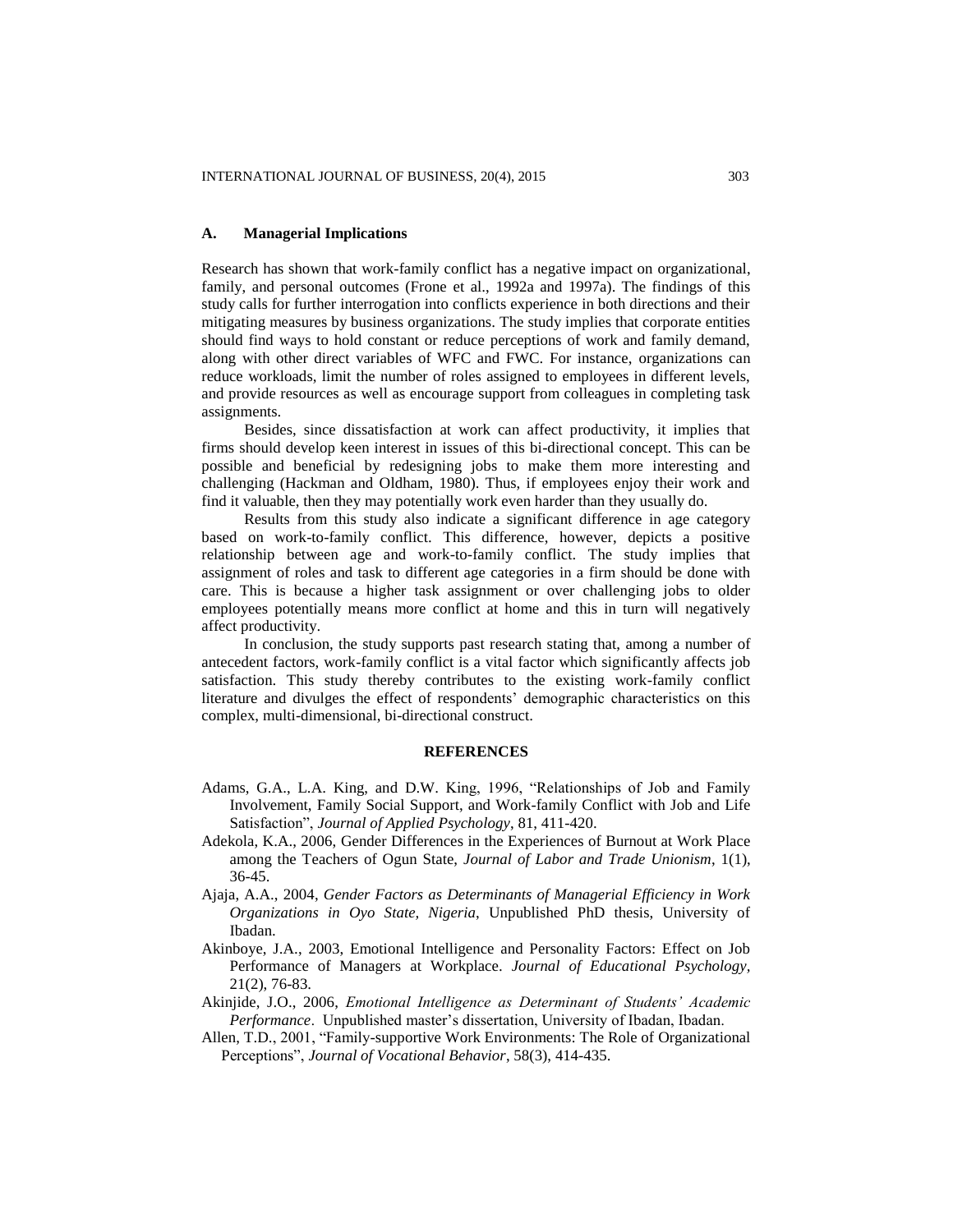### A. Managerial Implications

Research has shown that work-family conflict has a negative impact on organizational, family, and personal outcomes (Frone et al., 1992a and 1997a). The findings of this study calls for further interrogation into conflicts experience in both directions and their mitigating measures by business organizations. The study implies that corporate entities should find ways to hold constant or reduce perceptions of work and family demand, along with other direct variables of WFC and FWC. For instance, organizations can reduce workloads, limit the number of roles assigned to employees in different levels, and provide resources as well as encourage support from colleagues in completing task assignments.

Besides, since dissatisfaction at work can affect productivity, it implies that firms should develop keen interest in issues of this bi-directional concept. This can be possible and beneficial by redesigning jobs to make them more interesting and challenging (Hackman and Oldham, 1980). Thus, if employees enjoy their work and find it valuable, then they may potentially work even harder than they usually do.

Results from this study also indicate a significant difference in age category based on work-to-family conflict. This difference, however, depicts a positive relationship between age and work-to-family conflict. The study implies that assignment of roles and task to different age categories in a firm should be done with care. This is because a higher task assignment or over challenging jobs to older employees potentially means more conflict at home and this in turn will negatively affect productivity.

In conclusion, the study supports past research stating that, among a number of antecedent factors, work-family conflict is a vital factor which significantly affects job satisfaction. This study thereby contributes to the existing work-family conflict literature and divulges the effect of respondents' demographic characteristics on this complex, multi-dimensional, bi-directional construct.

## REFERENCES

Adams, G.A., L.A. King, and D.W. King, 1996, "Relationships of Job and Family Involvement, Family Social Support, and Work-family Conflict with Job and Life Satisfaction", *Journal of Applied Psychology*, 81, 411-420.

Adekola, K.A., 2006, Gender Differences in the Experiences of Burnout at Work Place among the Teachers of Ogun State, *Journal of Labor and Trade Unionism*, 1(1), 36-45.

Ajaja, A.A., 2004, *Gender Factors as Determinants of Managerial Efficiency in Work Organizations in Oyo State, Nigeria*, Unpublished PhD thesis, University of Ibadan.

Akinboye, J.A., 2003, Emotional Intelligence and Personality Factors: Effect on Job Performance of Managers at Workplace. *Journal of Educational Psychology*, 21(2), 76-83.

Akinjide, J.O., 2006, *Emotional Intelligence as Determinant of Students' Academic Performance*. Unpublished master's dissertation, University of Ibadan, Ibadan.

Allen, T.D., 2001, "Family-supportive Work Environments: The Role of Organizational Perceptions", *Journal of Vocational Behavior*, 58(3), 414-435.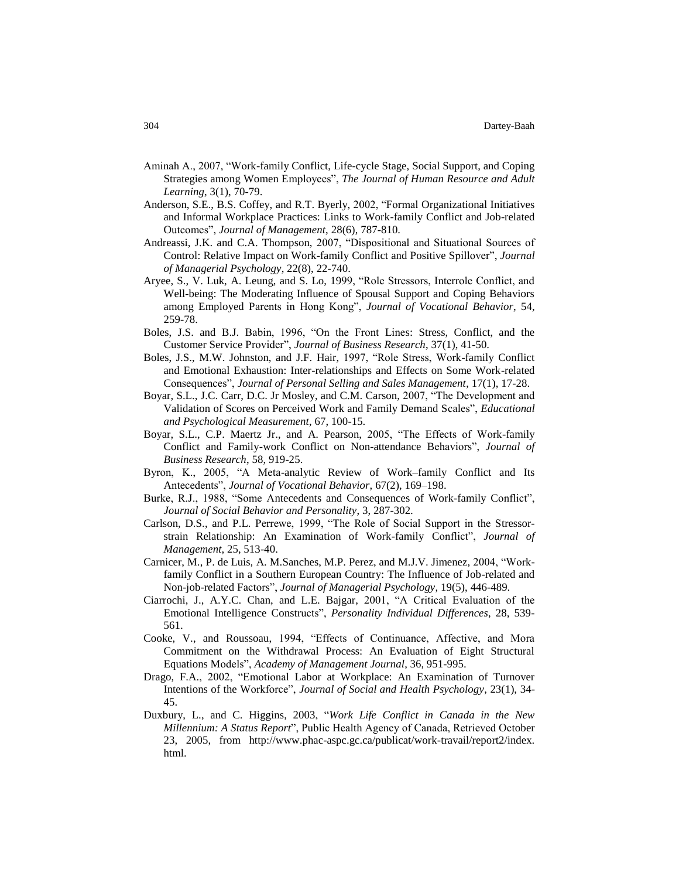Aminah A., 2007, "Work-family Conflict, Life-cycle Stage, Social Support, and Coping Strategies among Women Employees", *The Journal of Human Resource and Adult Learning*, 3(1), 70-79.

Anderson, S.E., B.S. Coffey, and R.T. Byerly, 2002, "Formal Organizational Initiatives and Informal Workplace Practices: Links to Work-family Conflict and Job-related Outcomes", *Journal of Management*, 28(6), 787-810.

Andreassi, J.K. and C.A. Thompson, 2007, "Dispositional and Situational Sources of Control: Relative Impact on Work-family Conflict and Positive Spillover", *Journal of Managerial Psychology*, 22(8), 22-740.

Aryee, S., V. Luk, A. Leung, and S. Lo, 1999, "Role Stressors, Interrole Conflict, and Well-being: The Moderating Influence of Spousal Support and Coping Behaviors among Employed Parents in Hong Kong", *Journal of Vocational Behavior*, 54, 259-78.

Boles, J.S. and B.J. Babin, 1996, "On the Front Lines: Stress, Conflict, and the Customer Service Provider", *Journal of Business Research*, 37(1), 41-50.

Boles, J.S., M.W. Johnston, and J.F. Hair, 1997, "Role Stress, Work-family Conflict and Emotional Exhaustion: Inter-relationships and Effects on Some Work-related Consequences", *Journal of Personal Selling and Sales Management*, 17(1), 17-28.

Boyar, S.L., J.C. Carr, D.C. Jr Mosley, and C.M. Carson, 2007, "The Development and Validation of Scores on Perceived Work and Family Demand Scales", *Educational and Psychological Measurement*, 67, 100-15.

Boyar, S.L., C.P. Maertz Jr., and A. Pearson, 2005, "The Effects of Work-family Conflict and Family-work Conflict on Non-attendance Behaviors", *Journal of Business Research*, 58, 919-25.

Byron, K., 2005, "A Meta-analytic Review of Work–family Conflict and Its Antecedents", *Journal of Vocational Behavior*, 67(2), 169–198.

Burke, R.J., 1988, "Some Antecedents and Consequences of Work-family Conflict", *Journal of Social Behavior and Personality*, 3, 287-302.

Carlson, D.S., and P.L. Perrewe, 1999, "The Role of Social Support in the Stressor-strain Relationship: An Examination of Work-family Conflict", *Journal of Management*, 25, 513-40.

Carnicer, M., P. de Luis, A. M.Sanches, M.P. Perez, and M.J.V. Jimenez, 2004, "Work-family Conflict in a Southern European Country: The Influence of Job-related and Non-job-related Factors", *Journal of Managerial Psychology*, 19(5), 446-489.

Ciarrochi, J., A.Y.C. Chan, and L.E. Bajgar, 2001, "A Critical Evaluation of the Emotional Intelligence Constructs", *Personality Individual Differences*, 28, 539-561.

Cooke, V., and Roussoau, 1994, "Effects of Continuance, Affective, and Mora Commitment on the Withdrawal Process: An Evaluation of Eight Structural Equations Models", *Academy of Management Journal*, 36, 951-995.

Drago, F.A., 2002, "Emotional Labor at Workplace: An Examination of Turnover Intentions of the Workforce", *Journal of Social and Health Psychology*, 23(1), 34-45.

Duxbury, L., and C. Higgins, 2003, "*Work Life Conflict in Canada in the New Millennium: A Status Report*", Public Health Agency of Canada, Retrieved October 23, 2005, from http://www.phac-aspc.gc.ca/publicat/work-travail/report2/index.html.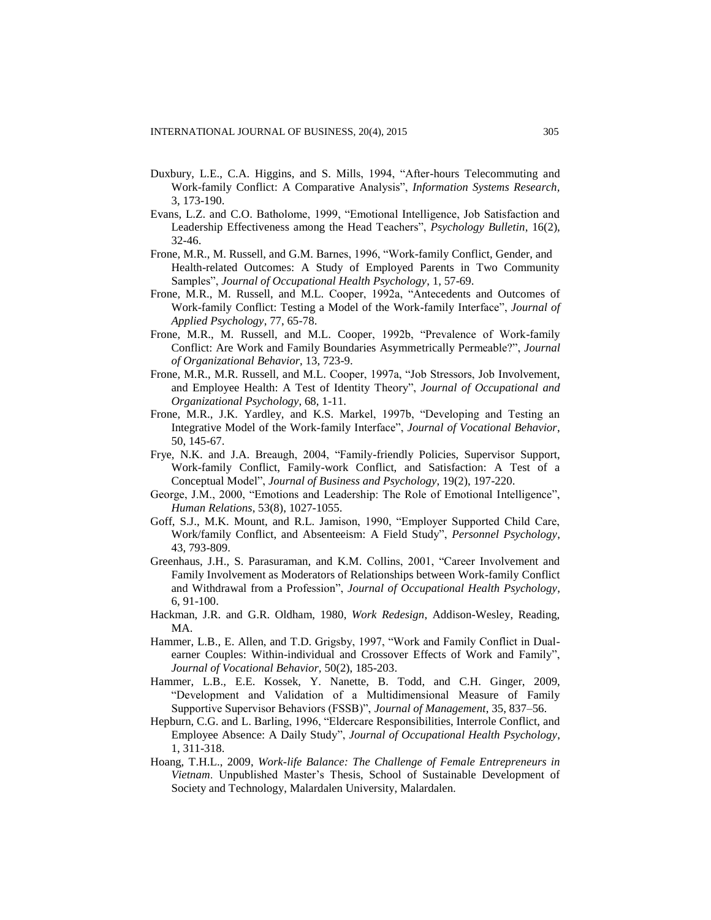Duxbury, L.E., C.A. Higgins, and S. Mills, 1994, "After-hours Telecommuting and Work-family Conflict: A Comparative Analysis", *Information Systems Research*, 3, 173-190.

Evans, L.Z. and C.O. Batholome, 1999, "Emotional Intelligence, Job Satisfaction and Leadership Effectiveness among the Head Teachers", *Psychology Bulletin*, 16(2), 32-46.

Frone, M.R., M. Russell, and G.M. Barnes, 1996, "Work-family Conflict, Gender, and Health-related Outcomes: A Study of Employed Parents in Two Community Samples", *Journal of Occupational Health Psychology*, 1, 57-69.

Frone, M.R., M. Russell, and M.L. Cooper, 1992a, "Antecedents and Outcomes of Work-family Conflict: Testing a Model of the Work-family Interface", *Journal of Applied Psychology*, 77, 65-78.

Frone, M.R., M. Russell, and M.L. Cooper, 1992b, "Prevalence of Work-family Conflict: Are Work and Family Boundaries Asymmetrically Permeable?", *Journal of Organizational Behavior*, 13, 723-9.

Frone, M.R., M.R. Russell, and M.L. Cooper, 1997a, "Job Stressors, Job Involvement, and Employee Health: A Test of Identity Theory", *Journal of Occupational and Organizational Psychology*, 68, 1-11.

Frone, M.R., J.K. Yardley, and K.S. Markel, 1997b, "Developing and Testing an Integrative Model of the Work-family Interface", *Journal of Vocational Behavior*, 50, 145-67.

Frye, N.K. and J.A. Breaugh, 2004, "Family-friendly Policies, Supervisor Support, Work-family Conflict, Family-work Conflict, and Satisfaction: A Test of a Conceptual Model", *Journal of Business and Psychology*, 19(2), 197-220.

George, J.M., 2000, "Emotions and Leadership: The Role of Emotional Intelligence", *Human Relations*, 53(8), 1027-1055.

Goff, S.J., M.K. Mount, and R.L. Jamison, 1990, "Employer Supported Child Care, Work/family Conflict, and Absenteeism: A Field Study", *Personnel Psychology*, 43, 793-809.

Greenhaus, J.H., S. Parasuraman, and K.M. Collins, 2001, "Career Involvement and Family Involvement as Moderators of Relationships between Work-family Conflict and Withdrawal from a Profession", *Journal of Occupational Health Psychology*, 6, 91-100.

Hackman, J.R. and G.R. Oldham, 1980, *Work Redesign*, Addison-Wesley, Reading, MA.

Hammer, L.B., E. Allen, and T.D. Grigsby, 1997, "Work and Family Conflict in Dual-earner Couples: Within-individual and Crossover Effects of Work and Family", *Journal of Vocational Behavior*, 50(2), 185-203.

Hammer, L.B., E.E. Kossek, Y. Nanette, B. Todd, and C.H. Ginger, 2009, "Development and Validation of a Multidimensional Measure of Family Supportive Supervisor Behaviors (FSSB)", *Journal of Management*, 35, 837–56.

Hepburn, C.G. and L. Barling, 1996, "Eldercare Responsibilities, Interrole Conflict, and Employee Absence: A Daily Study", *Journal of Occupational Health Psychology*, 1, 311-318.

Hoang, T.H.L., 2009, *Work-life Balance: The Challenge of Female Entrepreneurs in Vietnam*. Unpublished Master's Thesis, School of Sustainable Development of Society and Technology, Malardalen University, Malardalen.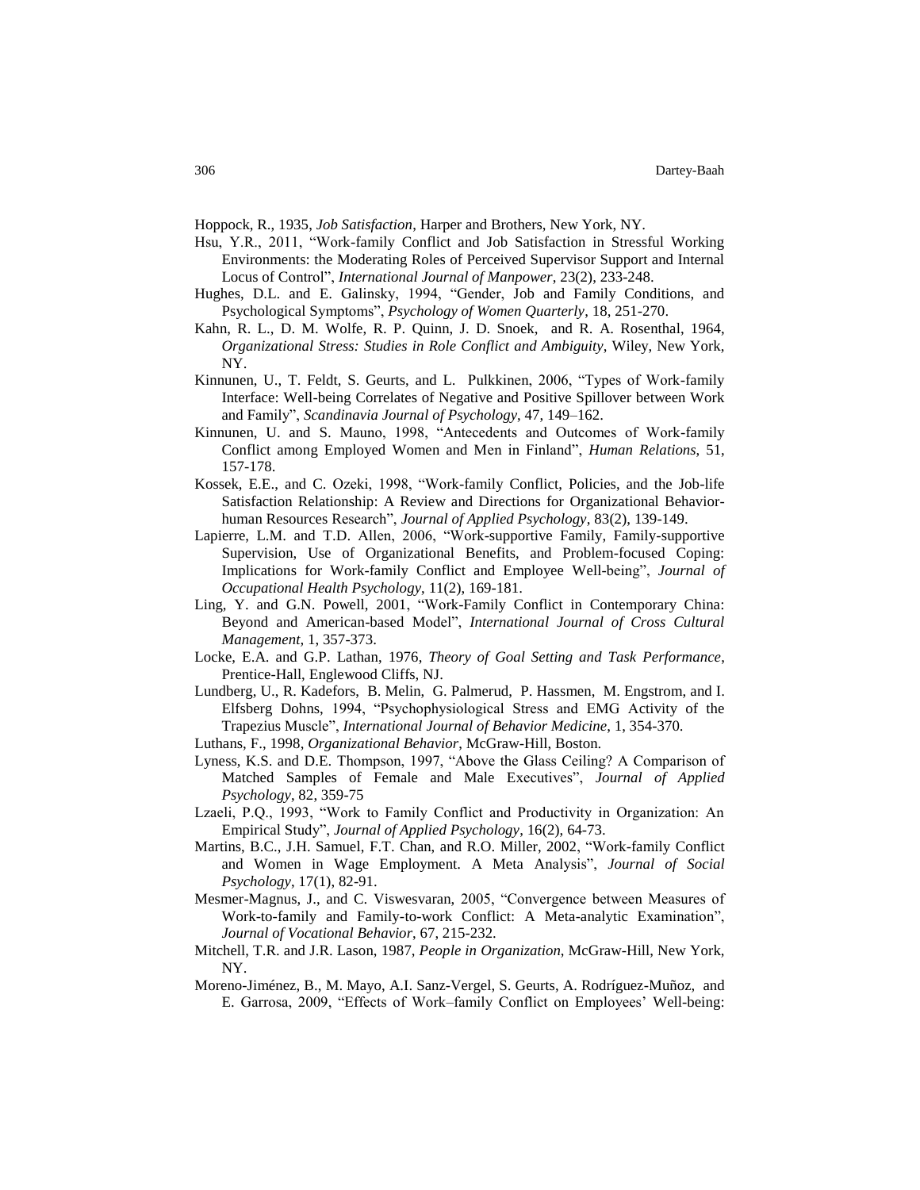Hoppock, R., 1935, *Job Satisfaction*, Harper and Brothers, New York, NY.

Hsu, Y.R., 2011, "Work-family Conflict and Job Satisfaction in Stressful Working Environments: the Moderating Roles of Perceived Supervisor Support and Internal Locus of Control", *International Journal of Manpower*, 23(2), 233-248.

Hughes, D.L. and E. Galinsky, 1994, "Gender, Job and Family Conditions, and Psychological Symptoms", *Psychology of Women Quarterly*, 18, 251-270.

Kahn, R. L., D. M. Wolfe, R. P. Quinn, J. D. Snoek, and R. A. Rosenthal, 1964, *Organizational Stress: Studies in Role Conflict and Ambiguity*, Wiley, New York, NY.

Kinnunen, U., T. Feldt, S. Geurts, and L. Pulkkinen, 2006, "Types of Work-family Interface: Well-being Correlates of Negative and Positive Spillover between Work and Family", *Scandinavia Journal of Psychology*, 47, 149–162.

Kinnunen, U. and S. Mauno, 1998, "Antecedents and Outcomes of Work-family Conflict among Employed Women and Men in Finland", *Human Relations*, 51, 157-178.

Kossek, E.E., and C. Ozeki, 1998, "Work-family Conflict, Policies, and the Job-life Satisfaction Relationship: A Review and Directions for Organizational Behavior-human Resources Research", *Journal of Applied Psychology*, 83(2), 139-149.

Lapierre, L.M. and T.D. Allen, 2006, "Work-supportive Family, Family-supportive Supervision, Use of Organizational Benefits, and Problem-focused Coping: Implications for Work-family Conflict and Employee Well-being", *Journal of Occupational Health Psychology*, 11(2), 169-181.

Ling, Y. and G.N. Powell, 2001, "Work-Family Conflict in Contemporary China: Beyond and American-based Model", *International Journal of Cross Cultural Management*, 1, 357-373.

Locke, E.A. and G.P. Lathan, 1976, *Theory of Goal Setting and Task Performance*, Prentice-Hall, Englewood Cliffs, NJ.

Lundberg, U., R. Kadefors, B. Melin, G. Palmerud, P. Hassmen, M. Engstrom, and I. Elfsberg Dohns, 1994, "Psychophysiological Stress and EMG Activity of the Trapezius Muscle", *International Journal of Behavior Medicine*, 1, 354-370.

Luthans, F., 1998, *Organizational Behavior*, McGraw-Hill, Boston.

Lyness, K.S. and D.E. Thompson, 1997, "Above the Glass Ceiling? A Comparison of Matched Samples of Female and Male Executives", *Journal of Applied Psychology*, 82, 359-75

Lzaeli, P.Q., 1993, "Work to Family Conflict and Productivity in Organization: An Empirical Study", *Journal of Applied Psychology*, 16(2), 64-73.

Martins, B.C., J.H. Samuel, F.T. Chan, and R.O. Miller, 2002, "Work-family Conflict and Women in Wage Employment. A Meta Analysis", *Journal of Social Psychology*, 17(1), 82-91.

Mesmer-Magnus, J., and C. Viswesvaran, 2005, "Convergence between Measures of Work-to-family and Family-to-work Conflict: A Meta-analytic Examination", *Journal of Vocational Behavior*, 67, 215-232.

Mitchell, T.R. and J.R. Lason, 1987, *People in Organization*, McGraw-Hill, New York, NY.

Moreno-Jiménez, B., M. Mayo, A.I. Sanz-Vergel, S. Geurts, A. Rodríguez-Muñoz, and E. Garrosa, 2009, "Effects of Work–family Conflict on Employees' Well-being: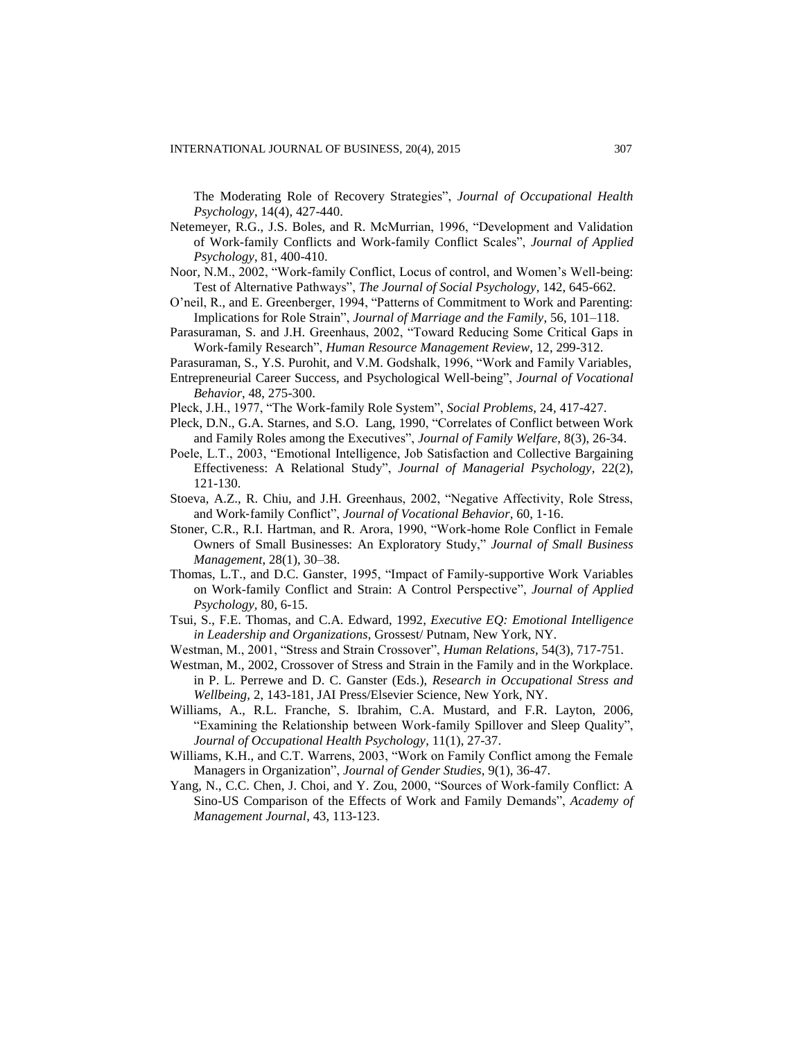The Moderating Role of Recovery Strategies", *Journal of Occupational Health Psychology*, 14(4), 427-440.

Netemeyer, R.G., J.S. Boles, and R. McMurrian, 1996, "Development and Validation of Work-family Conflicts and Work-family Conflict Scales", *Journal of Applied Psychology*, 81, 400-410.

Noor, N.M., 2002, "Work-family Conflict, Locus of control, and Women's Well-being: Test of Alternative Pathways", *The Journal of Social Psychology*, 142, 645-662.

O'neil, R., and E. Greenberger, 1994, "Patterns of Commitment to Work and Parenting: Implications for Role Strain", *Journal of Marriage and the Family*, 56, 101–118.

Parasuraman, S. and J.H. Greenhaus, 2002, "Toward Reducing Some Critical Gaps in Work-family Research", *Human Resource Management Review*, 12, 299-312.

Parasuraman, S., Y.S. Purohit, and V.M. Godshalk, 1996, "Work and Family Variables, Entrepreneurial Career Success, and Psychological Well-being", *Journal of Vocational Behavior*, 48, 275-300.

Pleck, J.H., 1977, "The Work-family Role System", *Social Problems*, 24, 417-427.

Pleck, D.N., G.A. Starnes, and S.O. Lang, 1990, "Correlates of Conflict between Work and Family Roles among the Executives", *Journal of Family Welfare*, 8(3), 26-34.

Poele, L.T., 2003, "Emotional Intelligence, Job Satisfaction and Collective Bargaining Effectiveness: A Relational Study", *Journal of Managerial Psychology*, 22(2), 121-130.

Stoeva, A.Z., R. Chiu, and J.H. Greenhaus, 2002, "Negative Affectivity, Role Stress, and Work-family Conflict", *Journal of Vocational Behavior*, 60, 1-16.

Stoner, C.R., R.I. Hartman, and R. Arora, 1990, "Work-home Role Conflict in Female Owners of Small Businesses: An Exploratory Study," *Journal of Small Business Management*, 28(1), 30–38.

Thomas, L.T., and D.C. Ganster, 1995, "Impact of Family-supportive Work Variables on Work-family Conflict and Strain: A Control Perspective", *Journal of Applied Psychology*, 80, 6-15.

Tsui, S., F.E. Thomas, and C.A. Edward, 1992, *Executive EQ: Emotional Intelligence in Leadership and Organizations*, Grossest/ Putnam, New York, NY.

Westman, M., 2001, "Stress and Strain Crossover", *Human Relations*, 54(3), 717-751.

Westman, M., 2002, Crossover of Stress and Strain in the Family and in the Workplace. in P. L. Perrewe and D. C. Ganster (Eds.), *Research in Occupational Stress and Wellbeing*, 2, 143-181, JAI Press/Elsevier Science, New York, NY.

Williams, A., R.L. Franche, S. Ibrahim, C.A. Mustard, and F.R. Layton, 2006, "Examining the Relationship between Work-family Spillover and Sleep Quality", *Journal of Occupational Health Psychology*, 11(1), 27-37.

Williams, K.H., and C.T. Warrens, 2003, "Work on Family Conflict among the Female Managers in Organization", *Journal of Gender Studies*, 9(1), 36-47.

Yang, N., C.C. Chen, J. Choi, and Y. Zou, 2000, "Sources of Work-family Conflict: A Sino-US Comparison of the Effects of Work and Family Demands", *Academy of Management Journal*, 43, 113-123.